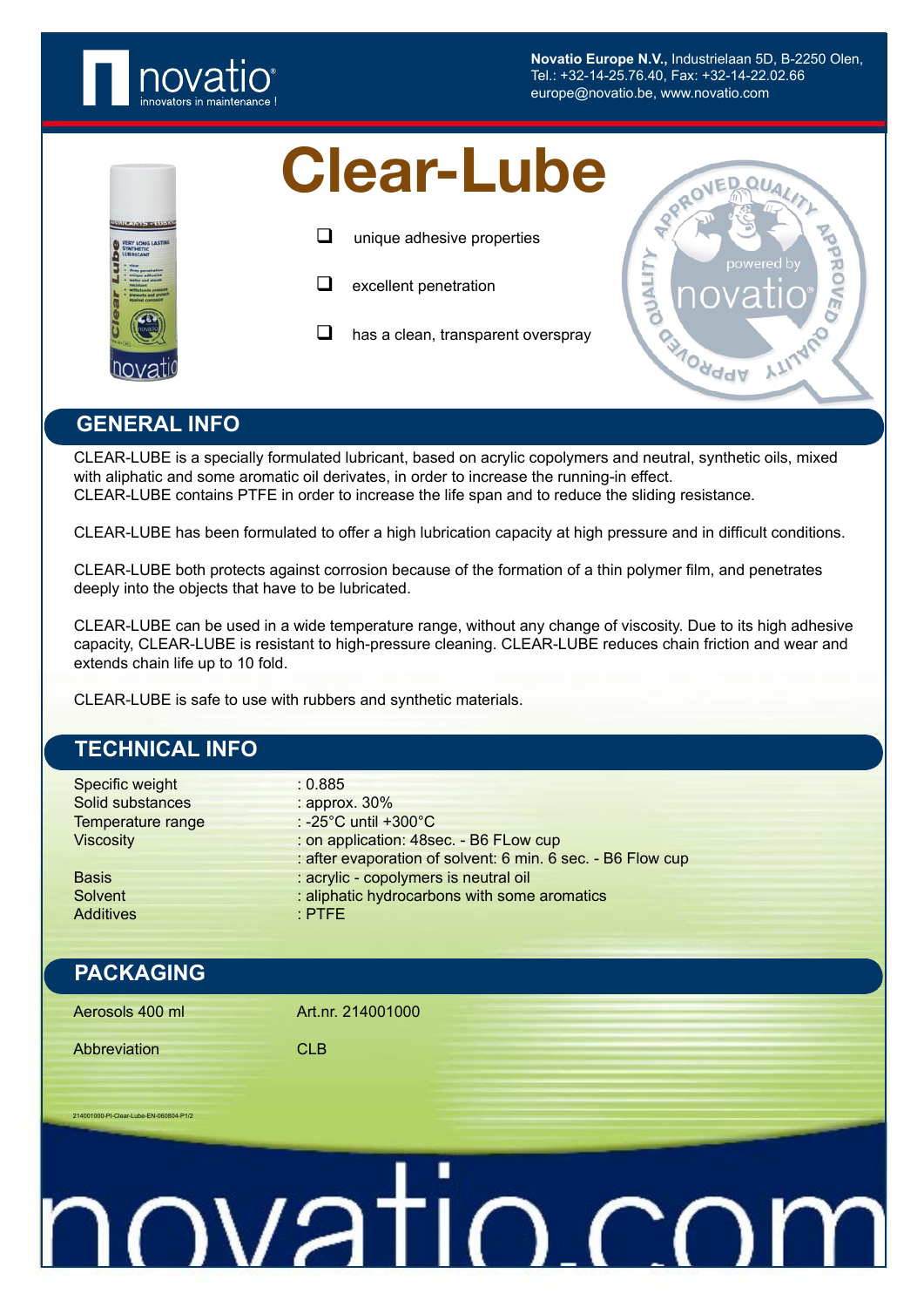Novatio Europe N.V., Industrielaan 5D, B-2250 Olen,
Tel.: +32-14-25.76.40, Fax: +32-14-22.02.66
europe@novatio.be, www.novatio.be

# Clear-Lube

- unique adhesive properties
- excellent penetration
- has a clean, transparent overspray

## GENERAL INFO

CLEAR-LUBE is a specially formulated lubricant, based on acrylic copolymers and neutral, synthetic oils, mixed with aliphatic and some aromatic oil derivates, in order to increase the running-in effect.
CLEAR-LUBE contains PTFE in order to increase the life span and to reduce the sliding resistance.

CLEAR-LUBE has been formulated to offer a high lubrication capacity at high pressure and in difficult conditions.

CLEAR-LUBE both protects against corrosion because of the formation of a thin polymer film, and penetrates deeply into the objects that have to be lubricated.

CLEAR-LUBE can be used in a wide temperature range, without any change of viscosity. Due to its high adhesive capacity, CLEAR-LUBE is resistant to high-pressure cleaning. CLEAR-LUBE reduces chain friction and wear and extends chain life up to 10 fold.

CLEAR-LUBE is safe to use with rubbers and synthetic materials.

## TECHNICAL INFO

| | |
|---|---|
| Specific weight | : 0.885 |
| Solid substances | : approx. 30% |
| Temperature range | : -25°C until +300°C |
| Viscosity | : on application: 48sec. - B6 FLow cup |
| | : after evaporation of solvent: 6 min. 6 sec. - B6 Flow cup |
| Basis | : acrylic - copolymers is neutral oil |
| Solvent | : aliphatic hydrocarbons with some aromatics |
| Additives | : PTFE |

## PACKAGING

| | |
|---|---|
| Aerosols 400 ml | Art.nr. 214001000 |
| Abbreviation | CLB |

214001000-PI-Clear-Lube-EN-060804-P1/2

novatio.com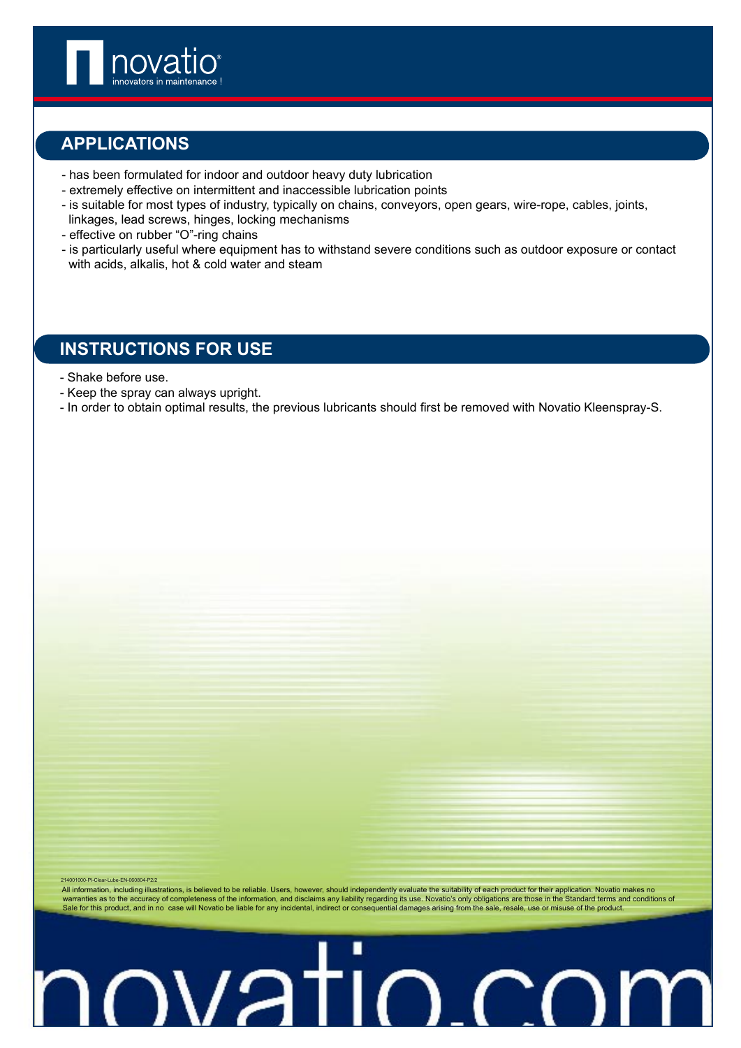## APPLICATIONS

- has been formulated for indoor and outdoor heavy duty lubrication
- extremely effective on intermittent and inaccessible lubrication points
- is suitable for most types of industry, typically on chains, conveyors, open gears, wire-rope, cables, joints, linkages, lead screws, hinges, locking mechanisms
- effective on rubber “O”-ring chains
- is particularly useful where equipment has to withstand severe conditions such as outdoor exposure or contact with acids, alkalis, hot & cold water and steam

## INSTRUCTIONS FOR USE

- Shake before use.
- Keep the spray can always upright.
- In order to obtain optimal results, the previous lubricants should first be removed with Novatio Kleenspray-S.

214001000-PI-Clear-Lube-EN-060804-P2/2

All information, including illustrations, is believed to be reliable. Users, however, should independently evaluate the suitability of each product for their application. Novatio makes no warranties as to the accuracy of completeness of the information, and disclaims any liability regarding its use. Novatio's only obligations are those in the Standard terms and conditions of Sale for this product, and in no case will Novatio be liable for any incidental, indirect or consequential damages arising from the sale, resale, use or misuse of the product.

novatio.com